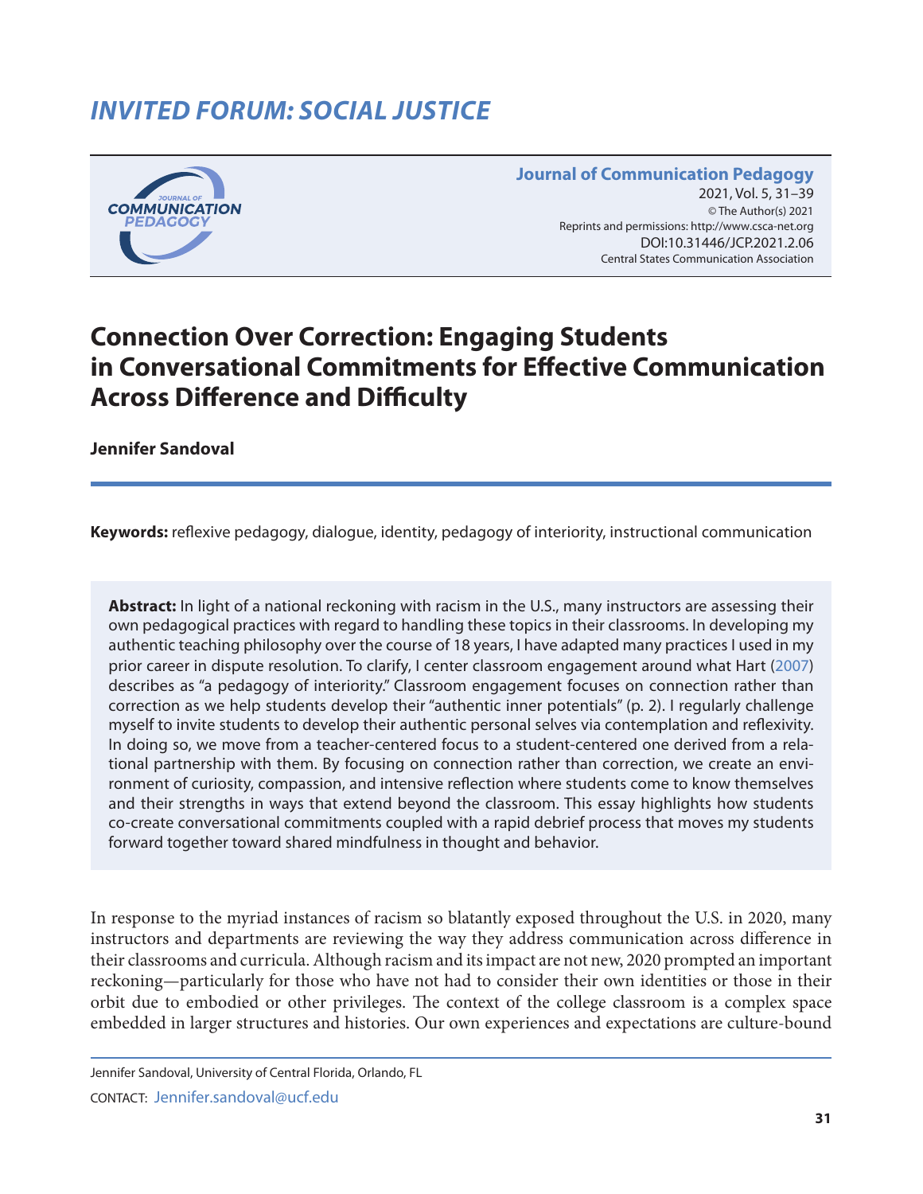*INVITED FORUM: SOCIAL JUSTICE*

**Journal of Communication Pedagogy**
2021, Vol. 5, 31–39
© The Author(s) 2021
Reprints and permissions: http://www.csca-net.org
DOI:10.31446/JCP.2021.2.06
Central States Communication Association

# Connection Over Correction: Engaging Students in Conversational Commitments for Effective Communication Across Difference and Difficulty

**Jennifer Sandoval**

**Keywords:** reflexive pedagogy, dialogue, identity, pedagogy of interiority, instructional communication

**Abstract:** In light of a national reckoning with racism in the U.S., many instructors are assessing their own pedagogical practices with regard to handling these topics in their classrooms. In developing my authentic teaching philosophy over the course of 18 years, I have adapted many practices I used in my prior career in dispute resolution. To clarify, I center classroom engagement around what Hart (2007) describes as "a pedagogy of interiority." Classroom engagement focuses on connection rather than correction as we help students develop their "authentic inner potentials" (p. 2). I regularly challenge myself to invite students to develop their authentic personal selves via contemplation and reflexivity. In doing so, we move from a teacher-centered focus to a student-centered one derived from a relational partnership with them. By focusing on connection rather than correction, we create an environment of curiosity, compassion, and intensive reflection where students come to know themselves and their strengths in ways that extend beyond the classroom. This essay highlights how students co-create conversational commitments coupled with a rapid debrief process that moves my students forward together toward shared mindfulness in thought and behavior.

In response to the myriad instances of racism so blatantly exposed throughout the U.S. in 2020, many instructors and departments are reviewing the way they address communication across difference in their classrooms and curricula. Although racism and its impact are not new, 2020 prompted an important reckoning—particularly for those who have not had to consider their own identities or those in their orbit due to embodied or other privileges. The context of the college classroom is a complex space embedded in larger structures and histories. Our own experiences and expectations are culture-bound

Jennifer Sandoval, University of Central Florida, Orlando, FL

CONTACT: Jennifer.sandoval@ucf.edu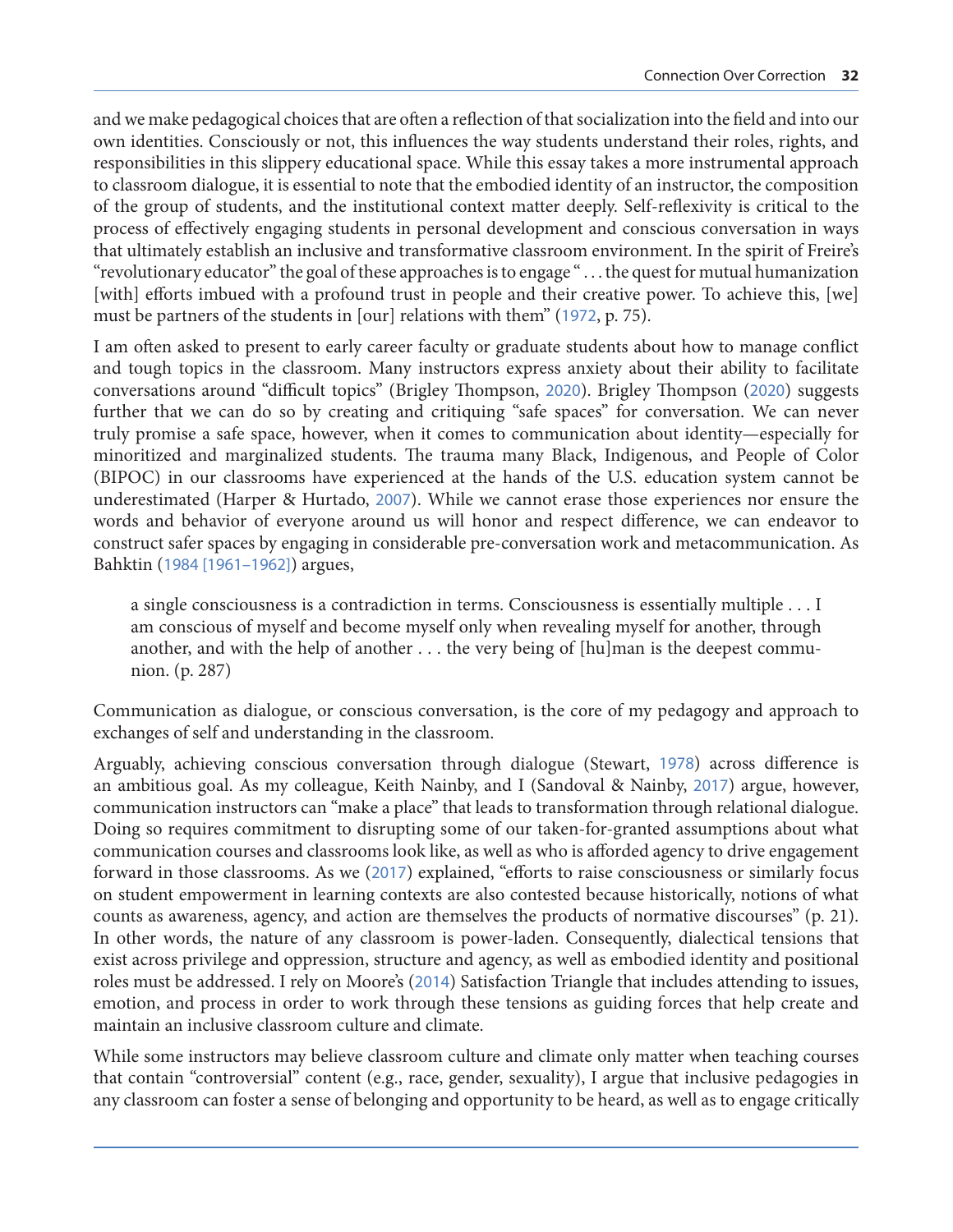and we make pedagogical choices that are often a reflection of that socialization into the field and into our own identities. Consciously or not, this influences the way students understand their roles, rights, and responsibilities in this slippery educational space. While this essay takes a more instrumental approach to classroom dialogue, it is essential to note that the embodied identity of an instructor, the composition of the group of students, and the institutional context matter deeply. Self-reflexivity is critical to the process of effectively engaging students in personal development and conscious conversation in ways that ultimately establish an inclusive and transformative classroom environment. In the spirit of Freire's "revolutionary educator" the goal of these approaches is to engage " . . . the quest for mutual humanization [with] efforts imbued with a profound trust in people and their creative power. To achieve this, [we] must be partners of the students in [our] relations with them" (1972, p. 75).

I am often asked to present to early career faculty or graduate students about how to manage conflict and tough topics in the classroom. Many instructors express anxiety about their ability to facilitate conversations around "difficult topics" (Brigley Thompson, 2020). Brigley Thompson (2020) suggests further that we can do so by creating and critiquing "safe spaces" for conversation. We can never truly promise a safe space, however, when it comes to communication about identity—especially for minoritized and marginalized students. The trauma many Black, Indigenous, and People of Color (BIPOC) in our classrooms have experienced at the hands of the U.S. education system cannot be underestimated (Harper & Hurtado, 2007). While we cannot erase those experiences nor ensure the words and behavior of everyone around us will honor and respect difference, we can endeavor to construct safer spaces by engaging in considerable pre-conversation work and metacommunication. As Bahktin (1984 [1961–1962]) argues,

> a single consciousness is a contradiction in terms. Consciousness is essentially multiple . . . I am conscious of myself and become myself only when revealing myself for another, through another, and with the help of another . . . the very being of [hu]man is the deepest communion. (p. 287)

Communication as dialogue, or conscious conversation, is the core of my pedagogy and approach to exchanges of self and understanding in the classroom.

Arguably, achieving conscious conversation through dialogue (Stewart, 1978) across difference is an ambitious goal. As my colleague, Keith Nainby, and I (Sandoval & Nainby, 2017) argue, however, communication instructors can "make a place" that leads to transformation through relational dialogue. Doing so requires commitment to disrupting some of our taken-for-granted assumptions about what communication courses and classrooms look like, as well as who is afforded agency to drive engagement forward in those classrooms. As we (2017) explained, "efforts to raise consciousness or similarly focus on student empowerment in learning contexts are also contested because historically, notions of what counts as awareness, agency, and action are themselves the products of normative discourses" (p. 21). In other words, the nature of any classroom is power-laden. Consequently, dialectical tensions that exist across privilege and oppression, structure and agency, as well as embodied identity and positional roles must be addressed. I rely on Moore's (2014) Satisfaction Triangle that includes attending to issues, emotion, and process in order to work through these tensions as guiding forces that help create and maintain an inclusive classroom culture and climate.

While some instructors may believe classroom culture and climate only matter when teaching courses that contain "controversial" content (e.g., race, gender, sexuality), I argue that inclusive pedagogies in any classroom can foster a sense of belonging and opportunity to be heard, as well as to engage critically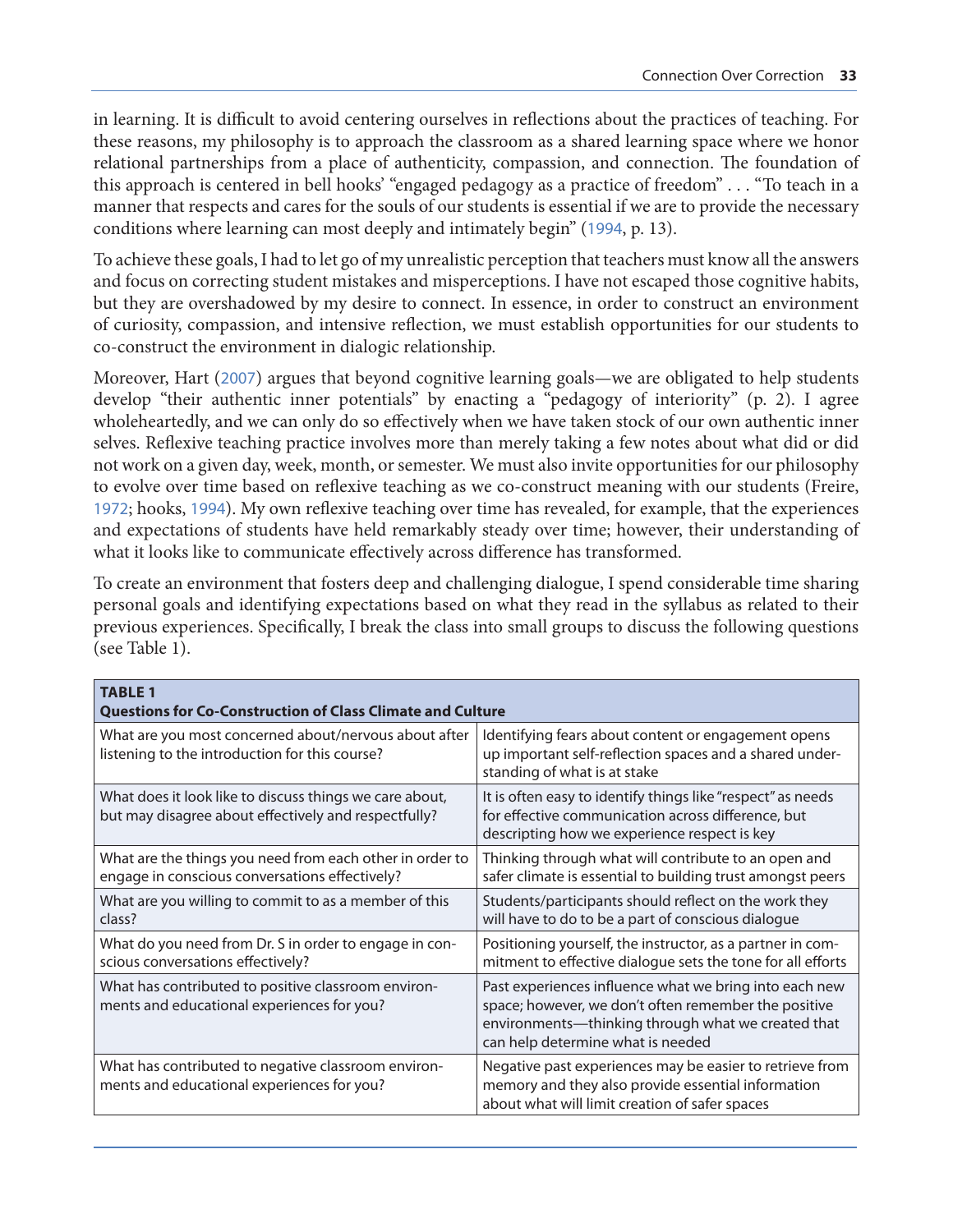in learning. It is difficult to avoid centering ourselves in reflections about the practices of teaching. For these reasons, my philosophy is to approach the classroom as a shared learning space where we honor relational partnerships from a place of authenticity, compassion, and connection. The foundation of this approach is centered in bell hooks' "engaged pedagogy as a practice of freedom" . . . "To teach in a manner that respects and cares for the souls of our students is essential if we are to provide the necessary conditions where learning can most deeply and intimately begin" (1994, p. 13).

To achieve these goals, I had to let go of my unrealistic perception that teachers must know all the answers and focus on correcting student mistakes and misperceptions. I have not escaped those cognitive habits, but they are overshadowed by my desire to connect. In essence, in order to construct an environment of curiosity, compassion, and intensive reflection, we must establish opportunities for our students to co-construct the environment in dialogic relationship.

Moreover, Hart (2007) argues that beyond cognitive learning goals—we are obligated to help students develop "their authentic inner potentials" by enacting a "pedagogy of interiority" (p. 2). I agree wholeheartedly, and we can only do so effectively when we have taken stock of our own authentic inner selves. Reflexive teaching practice involves more than merely taking a few notes about what did or did not work on a given day, week, month, or semester. We must also invite opportunities for our philosophy to evolve over time based on reflexive teaching as we co-construct meaning with our students (Freire, 1972; hooks, 1994). My own reflexive teaching over time has revealed, for example, that the experiences and expectations of students have held remarkably steady over time; however, their understanding of what it looks like to communicate effectively across difference has transformed.

To create an environment that fosters deep and challenging dialogue, I spend considerable time sharing personal goals and identifying expectations based on what they read in the syllabus as related to their previous experiences. Specifically, I break the class into small groups to discuss the following questions (see Table 1).

**TABLE 1**
**Questions for Co-Construction of Class Climate and Culture**

| Question | Rationale |
|---|---|
| What are you most concerned about/nervous about after listening to the introduction for this course? | Identifying fears about content or engagement opens up important self-reflection spaces and a shared understanding of what is at stake |
| What does it look like to discuss things we care about, but may disagree about effectively and respectfully? | It is often easy to identify things like "respect" as needs for effective communication across difference, but descripting how we experience respect is key |
| What are the things you need from each other in order to engage in conscious conversations effectively? | Thinking through what will contribute to an open and safer climate is essential to building trust amongst peers |
| What are you willing to commit to as a member of this class? | Students/participants should reflect on the work they will have to do to be a part of conscious dialogue |
| What do you need from Dr. S in order to engage in conscious conversations effectively? | Positioning yourself, the instructor, as a partner in commitment to effective dialogue sets the tone for all efforts |
| What has contributed to positive classroom environments and educational experiences for you? | Past experiences influence what we bring into each new space; however, we don't often remember the positive environments—thinking through what we created that can help determine what is needed |
| What has contributed to negative classroom environments and educational experiences for you? | Negative past experiences may be easier to retrieve from memory and they also provide essential information about what will limit creation of safer spaces |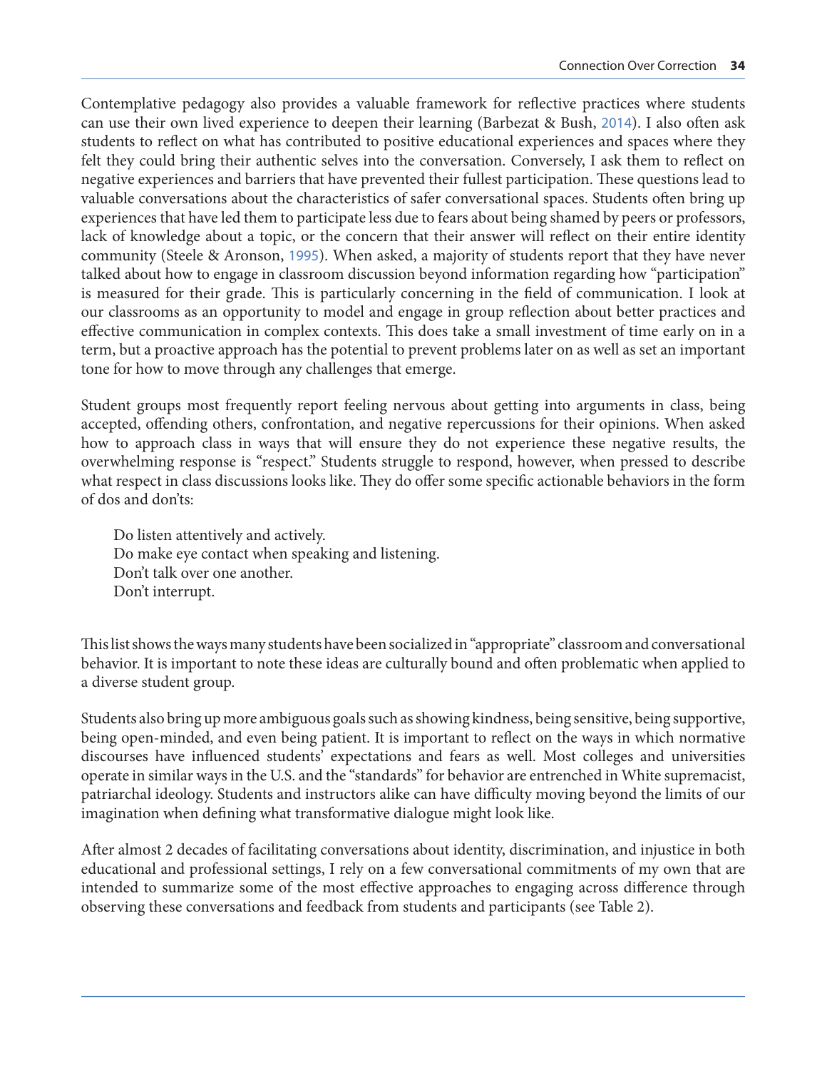Contemplative pedagogy also provides a valuable framework for reflective practices where students can use their own lived experience to deepen their learning (Barbezat & Bush, 2014). I also often ask students to reflect on what has contributed to positive educational experiences and spaces where they felt they could bring their authentic selves into the conversation. Conversely, I ask them to reflect on negative experiences and barriers that have prevented their fullest participation. These questions lead to valuable conversations about the characteristics of safer conversational spaces. Students often bring up experiences that have led them to participate less due to fears about being shamed by peers or professors, lack of knowledge about a topic, or the concern that their answer will reflect on their entire identity community (Steele & Aronson, 1995). When asked, a majority of students report that they have never talked about how to engage in classroom discussion beyond information regarding how "participation" is measured for their grade. This is particularly concerning in the field of communication. I look at our classrooms as an opportunity to model and engage in group reflection about better practices and effective communication in complex contexts. This does take a small investment of time early on in a term, but a proactive approach has the potential to prevent problems later on as well as set an important tone for how to move through any challenges that emerge.

Student groups most frequently report feeling nervous about getting into arguments in class, being accepted, offending others, confrontation, and negative repercussions for their opinions. When asked how to approach class in ways that will ensure they do not experience these negative results, the overwhelming response is "respect." Students struggle to respond, however, when pressed to describe what respect in class discussions looks like. They do offer some specific actionable behaviors in the form of dos and don'ts:

> Do listen attentively and actively.
> Do make eye contact when speaking and listening.
> Don't talk over one another.
> Don't interrupt.

This list shows the ways many students have been socialized in "appropriate" classroom and conversational behavior. It is important to note these ideas are culturally bound and often problematic when applied to a diverse student group.

Students also bring up more ambiguous goals such as showing kindness, being sensitive, being supportive, being open-minded, and even being patient. It is important to reflect on the ways in which normative discourses have influenced students' expectations and fears as well. Most colleges and universities operate in similar ways in the U.S. and the "standards" for behavior are entrenched in White supremacist, patriarchal ideology. Students and instructors alike can have difficulty moving beyond the limits of our imagination when defining what transformative dialogue might look like.

After almost 2 decades of facilitating conversations about identity, discrimination, and injustice in both educational and professional settings, I rely on a few conversational commitments of my own that are intended to summarize some of the most effective approaches to engaging across difference through observing these conversations and feedback from students and participants (see Table 2).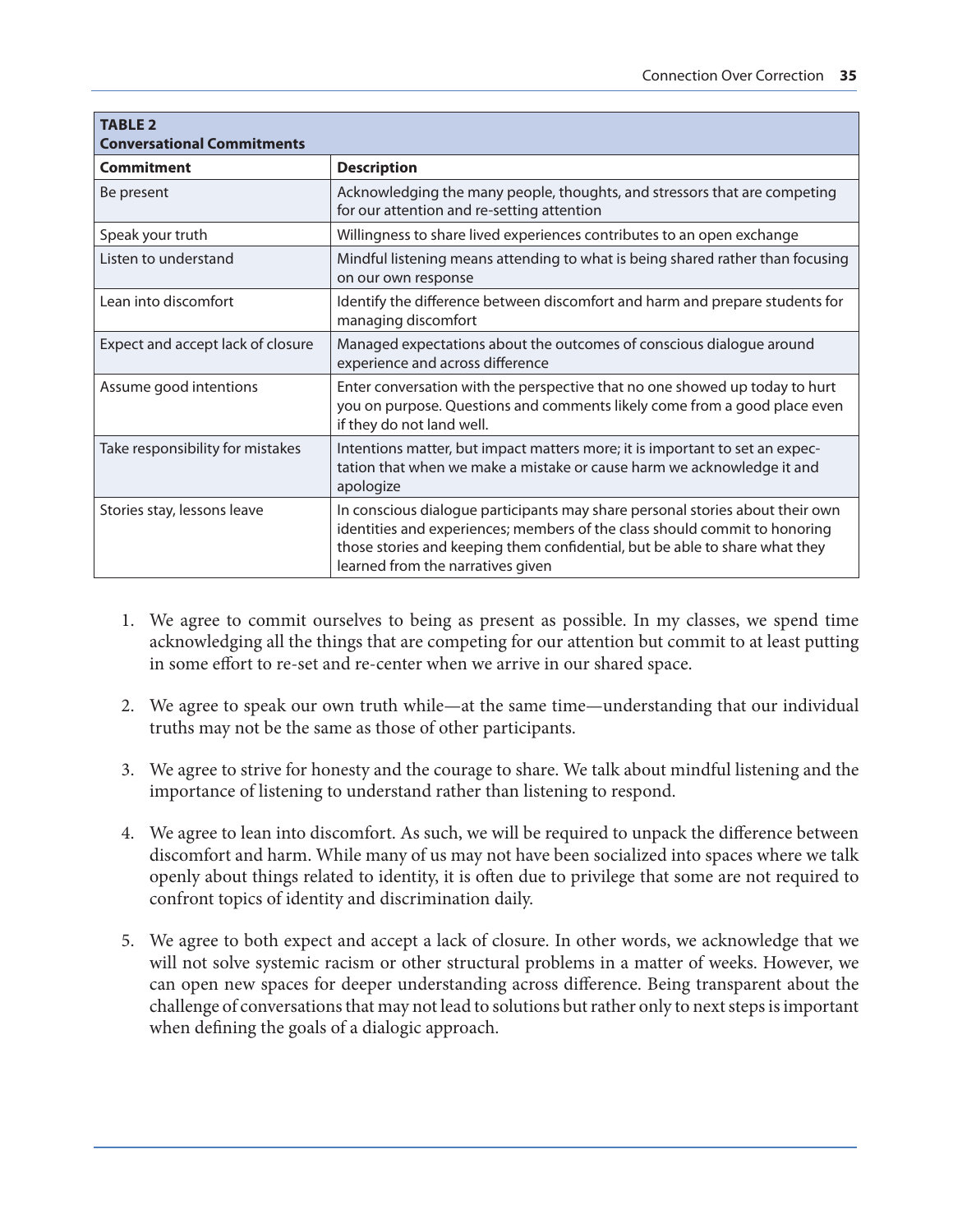**TABLE 2**
**Conversational Commitments**

| Commitment | Description |
|---|---|
| Be present | Acknowledging the many people, thoughts, and stressors that are competing for our attention and re-setting attention |
| Speak your truth | Willingness to share lived experiences contributes to an open exchange |
| Listen to understand | Mindful listening means attending to what is being shared rather than focusing on our own response |
| Lean into discomfort | Identify the difference between discomfort and harm and prepare students for managing discomfort |
| Expect and accept lack of closure | Managed expectations about the outcomes of conscious dialogue around experience and across difference |
| Assume good intentions | Enter conversation with the perspective that no one showed up today to hurt you on purpose. Questions and comments likely come from a good place even if they do not land well. |
| Take responsibility for mistakes | Intentions matter, but impact matters more; it is important to set an expectation that when we make a mistake or cause harm we acknowledge it and apologize |
| Stories stay, lessons leave | In conscious dialogue participants may share personal stories about their own identities and experiences; members of the class should commit to honoring those stories and keeping them confidential, but be able to share what they learned from the narratives given |

1. We agree to commit ourselves to being as present as possible. In my classes, we spend time acknowledging all the things that are competing for our attention but commit to at least putting in some effort to re-set and re-center when we arrive in our shared space.

2. We agree to speak our own truth while—at the same time—understanding that our individual truths may not be the same as those of other participants.

3. We agree to strive for honesty and the courage to share. We talk about mindful listening and the importance of listening to understand rather than listening to respond.

4. We agree to lean into discomfort. As such, we will be required to unpack the difference between discomfort and harm. While many of us may not have been socialized into spaces where we talk openly about things related to identity, it is often due to privilege that some are not required to confront topics of identity and discrimination daily.

5. We agree to both expect and accept a lack of closure. In other words, we acknowledge that we will not solve systemic racism or other structural problems in a matter of weeks. However, we can open new spaces for deeper understanding across difference. Being transparent about the challenge of conversations that may not lead to solutions but rather only to next steps is important when defining the goals of a dialogic approach.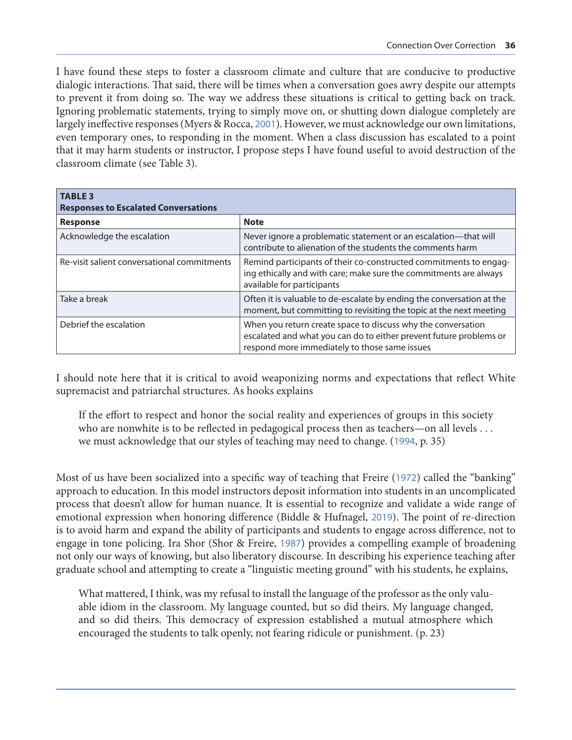I have found these steps to foster a classroom climate and culture that are conducive to productive dialogic interactions. That said, there will be times when a conversation goes awry despite our attempts to prevent it from doing so. The way we address these situations is critical to getting back on track. Ignoring problematic statements, trying to simply move on, or shutting down dialogue completely are largely ineffective responses (Myers & Rocca, 2001). However, we must acknowledge our own limitations, even temporary ones, to responding in the moment. When a class discussion has escalated to a point that it may harm students or instructor, I propose steps I have found useful to avoid destruction of the classroom climate (see Table 3).

**TABLE 3**
**Responses to Escalated Conversations**

| Response | Note |
| --- | --- |
| Acknowledge the escalation | Never ignore a problematic statement or an escalation—that will contribute to alienation of the students the comments harm |
| Re-visit salient conversational commitments | Remind participants of their co-constructed commitments to engaging ethically and with care; make sure the commitments are always available for participants |
| Take a break | Often it is valuable to de-escalate by ending the conversation at the moment, but committing to revisiting the topic at the next meeting |
| Debrief the escalation | When you return create space to discuss why the conversation escalated and what you can do to either prevent future problems or respond more immediately to those same issues |

I should note here that it is critical to avoid weaponizing norms and expectations that reflect White supremacist and patriarchal structures. As hooks explains

> If the effort to respect and honor the social reality and experiences of groups in this society who are nonwhite is to be reflected in pedagogical process then as teachers—on all levels . . . we must acknowledge that our styles of teaching may need to change. (1994, p. 35)

Most of us have been socialized into a specific way of teaching that Freire (1972) called the "banking" approach to education. In this model instructors deposit information into students in an uncomplicated process that doesn't allow for human nuance. It is essential to recognize and validate a wide range of emotional expression when honoring difference (Biddle & Hufnagel, 2019). The point of re-direction is to avoid harm and expand the ability of participants and students to engage across difference, not to engage in tone policing. Ira Shor (Shor & Freire, 1987) provides a compelling example of broadening not only our ways of knowing, but also liberatory discourse. In describing his experience teaching after graduate school and attempting to create a "linguistic meeting ground" with his students, he explains,

> What mattered, I think, was my refusal to install the language of the professor as the only valuable idiom in the classroom. My language counted, but so did theirs. My language changed, and so did theirs. This democracy of expression established a mutual atmosphere which encouraged the students to talk openly, not fearing ridicule or punishment. (p. 23)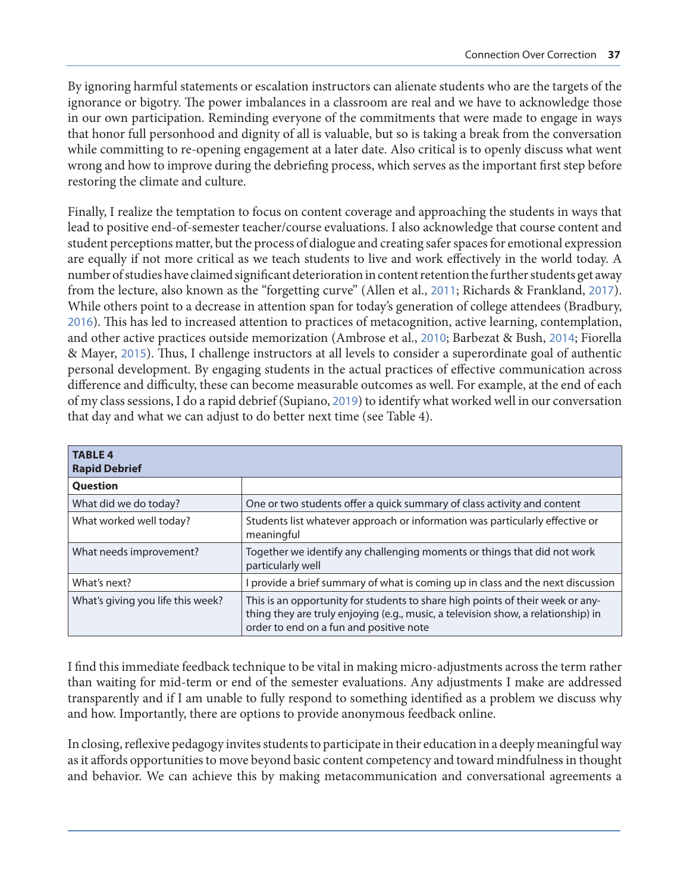By ignoring harmful statements or escalation instructors can alienate students who are the targets of the ignorance or bigotry. The power imbalances in a classroom are real and we have to acknowledge those in our own participation. Reminding everyone of the commitments that were made to engage in ways that honor full personhood and dignity of all is valuable, but so is taking a break from the conversation while committing to re-opening engagement at a later date. Also critical is to openly discuss what went wrong and how to improve during the debriefing process, which serves as the important first step before restoring the climate and culture.

Finally, I realize the temptation to focus on content coverage and approaching the students in ways that lead to positive end-of-semester teacher/course evaluations. I also acknowledge that course content and student perceptions matter, but the process of dialogue and creating safer spaces for emotional expression are equally if not more critical as we teach students to live and work effectively in the world today. A number of studies have claimed significant deterioration in content retention the further students get away from the lecture, also known as the "forgetting curve" (Allen et al., 2011; Richards & Frankland, 2017). While others point to a decrease in attention span for today's generation of college attendees (Bradbury, 2016). This has led to increased attention to practices of metacognition, active learning, contemplation, and other active practices outside memorization (Ambrose et al., 2010; Barbezat & Bush, 2014; Fiorella & Mayer, 2015). Thus, I challenge instructors at all levels to consider a superordinate goal of authentic personal development. By engaging students in the actual practices of effective communication across difference and difficulty, these can become measurable outcomes as well. For example, at the end of each of my class sessions, I do a rapid debrief (Supiano, 2019) to identify what worked well in our conversation that day and what we can adjust to do better next time (see Table 4).

**TABLE 4**
**Rapid Debrief**

| Question | |
|---|---|
| What did we do today? | One or two students offer a quick summary of class activity and content |
| What worked well today? | Students list whatever approach or information was particularly effective or meaningful |
| What needs improvement? | Together we identify any challenging moments or things that did not work particularly well |
| What's next? | I provide a brief summary of what is coming up in class and the next discussion |
| What's giving you life this week? | This is an opportunity for students to share high points of their week or anything they are truly enjoying (e.g., music, a television show, a relationship) in order to end on a fun and positive note |

I find this immediate feedback technique to be vital in making micro-adjustments across the term rather than waiting for mid-term or end of the semester evaluations. Any adjustments I make are addressed transparently and if I am unable to fully respond to something identified as a problem we discuss why and how. Importantly, there are options to provide anonymous feedback online.

In closing, reflexive pedagogy invites students to participate in their education in a deeply meaningful way as it affords opportunities to move beyond basic content competency and toward mindfulness in thought and behavior. We can achieve this by making metacommunication and conversational agreements a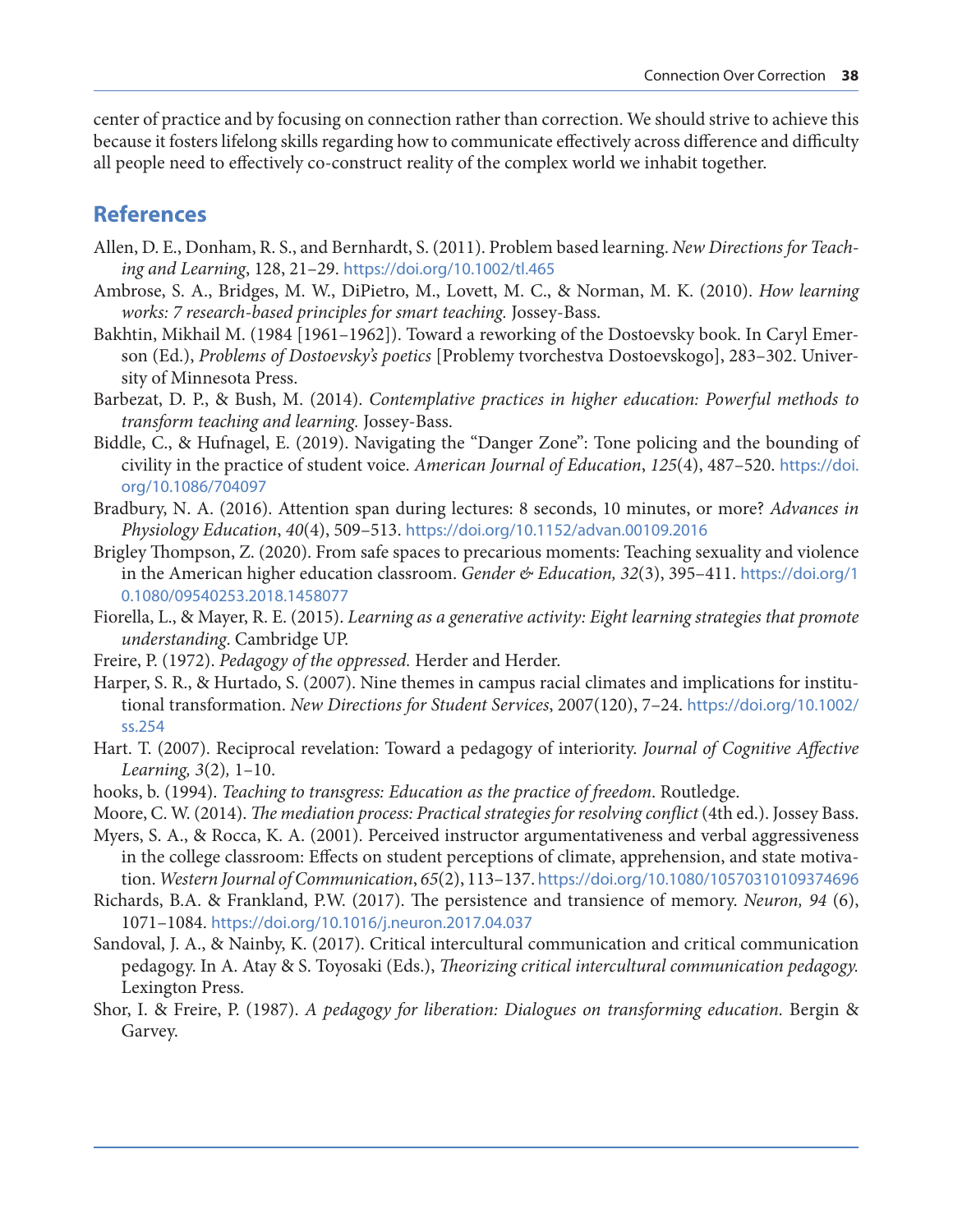center of practice and by focusing on connection rather than correction. We should strive to achieve this because it fosters lifelong skills regarding how to communicate effectively across difference and difficulty all people need to effectively co-construct reality of the complex world we inhabit together.

## References

Allen, D. E., Donham, R. S., and Bernhardt, S. (2011). Problem based learning. *New Directions for Teaching and Learning*, 128, 21–29. https://doi.org/10.1002/tl.465

Ambrose, S. A., Bridges, M. W., DiPietro, M., Lovett, M. C., & Norman, M. K. (2010). *How learning works: 7 research-based principles for smart teaching.* Jossey-Bass.

Bakhtin, Mikhail M. (1984 [1961–1962]). Toward a reworking of the Dostoevsky book. In Caryl Emerson (Ed.), *Problems of Dostoevsky's poetics* [Problemy tvorchestva Dostoevskogo], 283–302. University of Minnesota Press.

Barbezat, D. P., & Bush, M. (2014). *Contemplative practices in higher education: Powerful methods to transform teaching and learning.* Jossey-Bass.

Biddle, C., & Hufnagel, E. (2019). Navigating the "Danger Zone": Tone policing and the bounding of civility in the practice of student voice. *American Journal of Education*, *125*(4), 487–520. https://doi.org/10.1086/704097

Bradbury, N. A. (2016). Attention span during lectures: 8 seconds, 10 minutes, or more? *Advances in Physiology Education*, *40*(4), 509–513. https://doi.org/10.1152/advan.00109.2016

Brigley Thompson, Z. (2020). From safe spaces to precarious moments: Teaching sexuality and violence in the American higher education classroom. *Gender & Education, 32*(3), 395–411. https://doi.org/10.1080/09540253.2018.1458077

Fiorella, L., & Mayer, R. E. (2015). *Learning as a generative activity: Eight learning strategies that promote understanding*. Cambridge UP.

Freire, P. (1972). *Pedagogy of the oppressed.* Herder and Herder.

Harper, S. R., & Hurtado, S. (2007). Nine themes in campus racial climates and implications for institutional transformation. *New Directions for Student Services*, 2007(120), 7–24. https://doi.org/10.1002/ss.254

Hart. T. (2007). Reciprocal revelation: Toward a pedagogy of interiority. *Journal of Cognitive Affective Learning, 3*(2)*,* 1–10.

hooks, b. (1994). *Teaching to transgress: Education as the practice of freedom*. Routledge.

Moore, C. W. (2014). *The mediation process: Practical strategies for resolving conflict* (4th ed.). Jossey Bass.

Myers, S. A., & Rocca, K. A. (2001). Perceived instructor argumentativeness and verbal aggressiveness in the college classroom: Effects on student perceptions of climate, apprehension, and state motivation. *Western Journal of Communication*, *65*(2), 113–137. https://doi.org/10.1080/10570310109374696

Richards, B.A. & Frankland, P.W. (2017). The persistence and transience of memory. *Neuron, 94* (6), 1071–1084. https://doi.org/10.1016/j.neuron.2017.04.037

Sandoval, J. A., & Nainby, K. (2017). Critical intercultural communication and critical communication pedagogy. In A. Atay & S. Toyosaki (Eds.), *Theorizing critical intercultural communication pedagogy.* Lexington Press.

Shor, I. & Freire, P. (1987). *A pedagogy for liberation: Dialogues on transforming education.* Bergin & Garvey.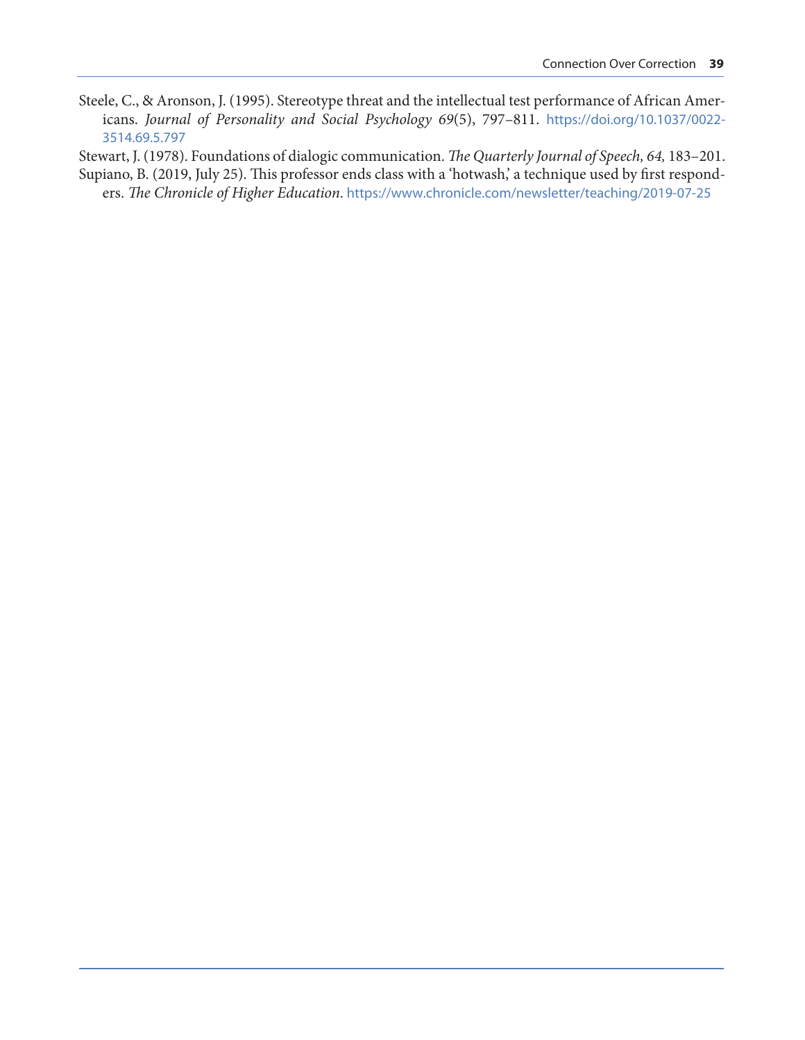Steele, C., & Aronson, J. (1995). Stereotype threat and the intellectual test performance of African Americans. *Journal of Personality and Social Psychology 69*(5), 797–811. https://doi.org/10.1037/0022-3514.69.5.797

Stewart, J. (1978). Foundations of dialogic communication. *The Quarterly Journal of Speech, 64,* 183–201.

Supiano, B. (2019, July 25). This professor ends class with a 'hotwash,' a technique used by first responders. *The Chronicle of Higher Education*. https://www.chronicle.com/newsletter/teaching/2019-07-25